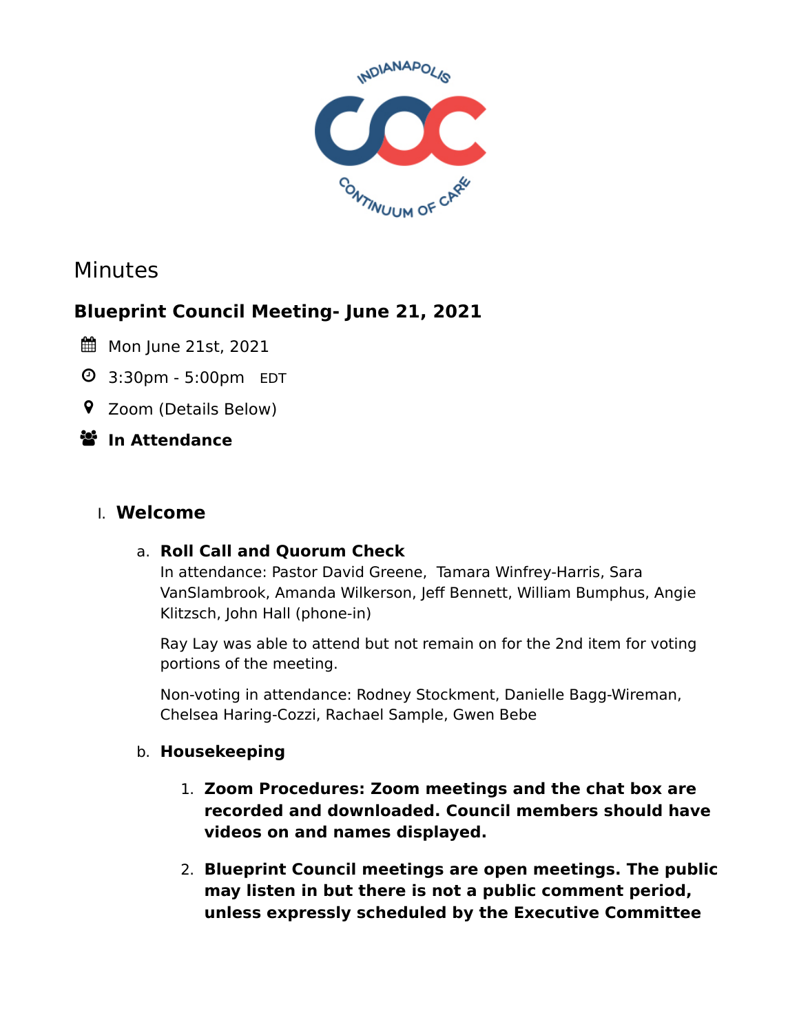# Minutes

## Blueprint Council Meeting- June 21, 2021

Mon June 21st, 2021

3:30pm - 5:00pm EDT

Zoom (Details Below)

**In Attendance**

I. **Welcome**

a. **Roll Call and Quorum Check**

In attendance: Pastor David Greene, Tamara Winfrey-Harris, Sara VanSlambrook, Amanda Wilkerson, Jeff Bennett, William Bumphus, Angie Klitzsch, John Hall (phone-in)

Ray Lay was able to attend but not remain on for the 2nd item for voting portions of the meeting.

Non-voting in attendance: Rodney Stockment, Danielle Bagg-Wireman, Chelsea Haring-Cozzi, Rachael Sample, Gwen Bebe

b. **Housekeeping**

1. **Zoom Procedures: Zoom meetings and the chat box are recorded and downloaded. Council members should have videos on and names displayed.**

2. **Blueprint Council meetings are open meetings. The public may listen in but there is not a public comment period, unless expressly scheduled by the Executive Committee**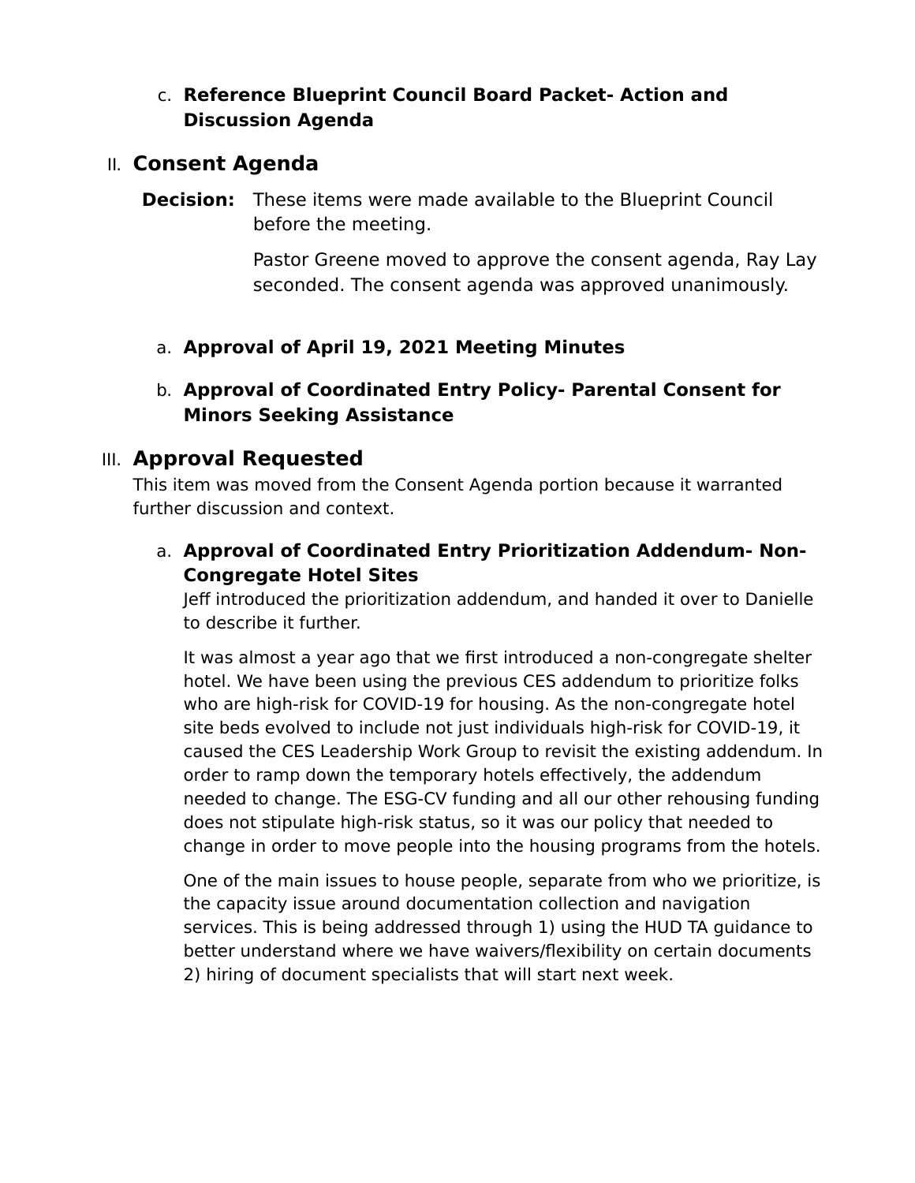c. **Reference Blueprint Council Board Packet- Action and Discussion Agenda**

## II. Consent Agenda

**Decision:** These items were made available to the Blueprint Council before the meeting.

Pastor Greene moved to approve the consent agenda, Ray Lay seconded. The consent agenda was approved unanimously.

a. **Approval of April 19, 2021 Meeting Minutes**

b. **Approval of Coordinated Entry Policy- Parental Consent for Minors Seeking Assistance**

## III. Approval Requested

This item was moved from the Consent Agenda portion because it warranted further discussion and context.

a. **Approval of Coordinated Entry Prioritization Addendum- Non-Congregate Hotel Sites**

Jeff introduced the prioritization addendum, and handed it over to Danielle to describe it further.

It was almost a year ago that we first introduced a non-congregate shelter hotel. We have been using the previous CES addendum to prioritize folks who are high-risk for COVID-19 for housing. As the non-congregate hotel site beds evolved to include not just individuals high-risk for COVID-19, it caused the CES Leadership Work Group to revisit the existing addendum. In order to ramp down the temporary hotels effectively, the addendum needed to change. The ESG-CV funding and all our other rehousing funding does not stipulate high-risk status, so it was our policy that needed to change in order to move people into the housing programs from the hotels.

One of the main issues to house people, separate from who we prioritize, is the capacity issue around documentation collection and navigation services. This is being addressed through 1) using the HUD TA guidance to better understand where we have waivers/flexibility on certain documents 2) hiring of document specialists that will start next week.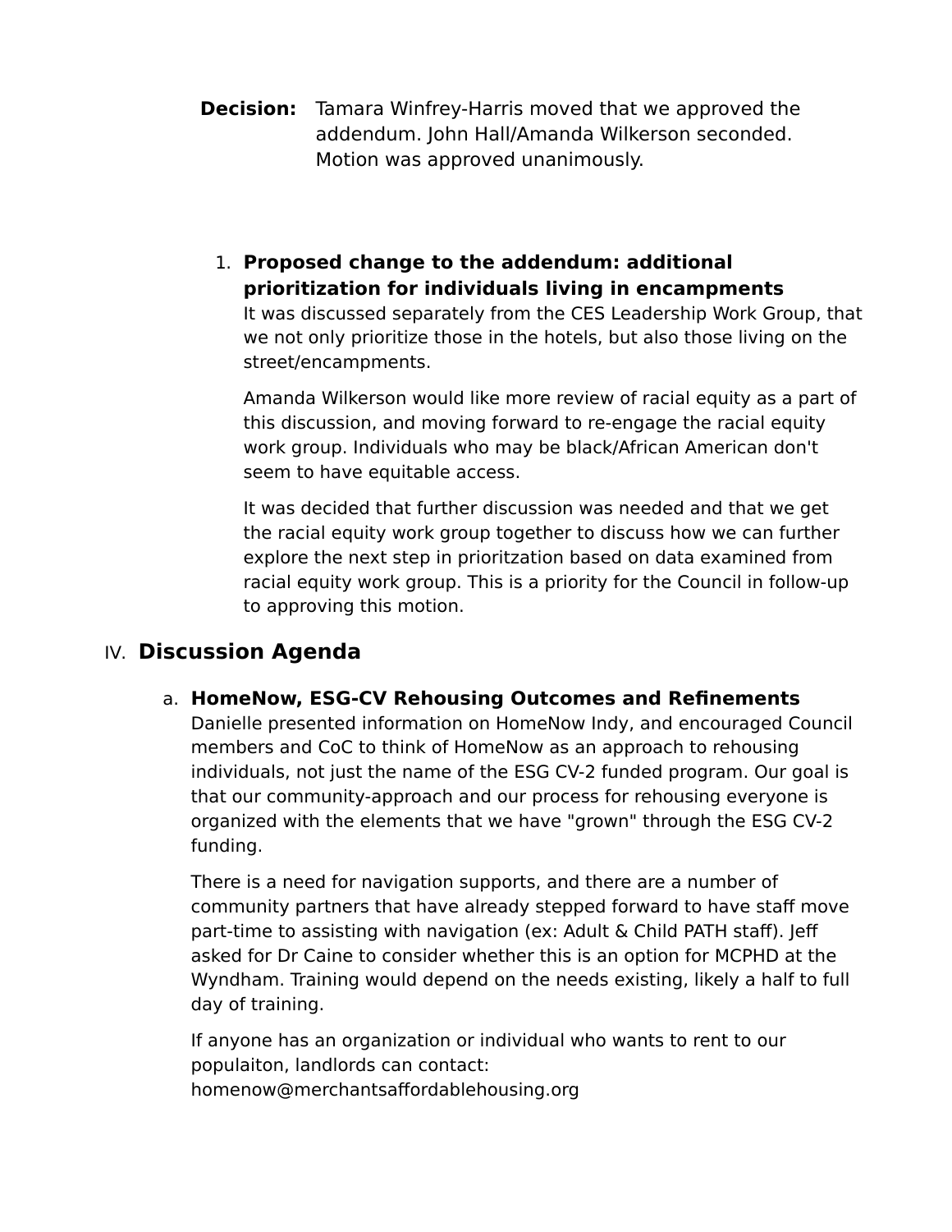**Decision:** Tamara Winfrey-Harris moved that we approved the addendum. John Hall/Amanda Wilkerson seconded. Motion was approved unanimously.

1. **Proposed change to the addendum: additional prioritization for individuals living in encampments**
   It was discussed separately from the CES Leadership Work Group, that we not only prioritize those in the hotels, but also those living on the street/encampments.

   Amanda Wilkerson would like more review of racial equity as a part of this discussion, and moving forward to re-engage the racial equity work group. Individuals who may be black/African American don't seem to have equitable access.

   It was decided that further discussion was needed and that we get the racial equity work group together to discuss how we can further explore the next step in prioritztation based on data examined from racial equity work group. This is a priority for the Council in follow-up to approving this motion.

## IV. Discussion Agenda

### a. HomeNow, ESG-CV Rehousing Outcomes and Refinements

Danielle presented information on HomeNow Indy, and encouraged Council members and CoC to think of HomeNow as an approach to rehousing individuals, not just the name of the ESG CV-2 funded program. Our goal is that our community-approach and our process for rehousing everyone is organized with the elements that we have "grown" through the ESG CV-2 funding.

There is a need for navigation supports, and there are a number of community partners that have already stepped forward to have staff move part-time to assisting with navigation (ex: Adult & Child PATH staff). Jeff asked for Dr Caine to consider whether this is an option for MCPHD at the Wyndham. Training would depend on the needs existing, likely a half to full day of training.

If anyone has an organization or individual who wants to rent to our populaiton, landlords can contact: homenow@merchantsaffordablehousing.org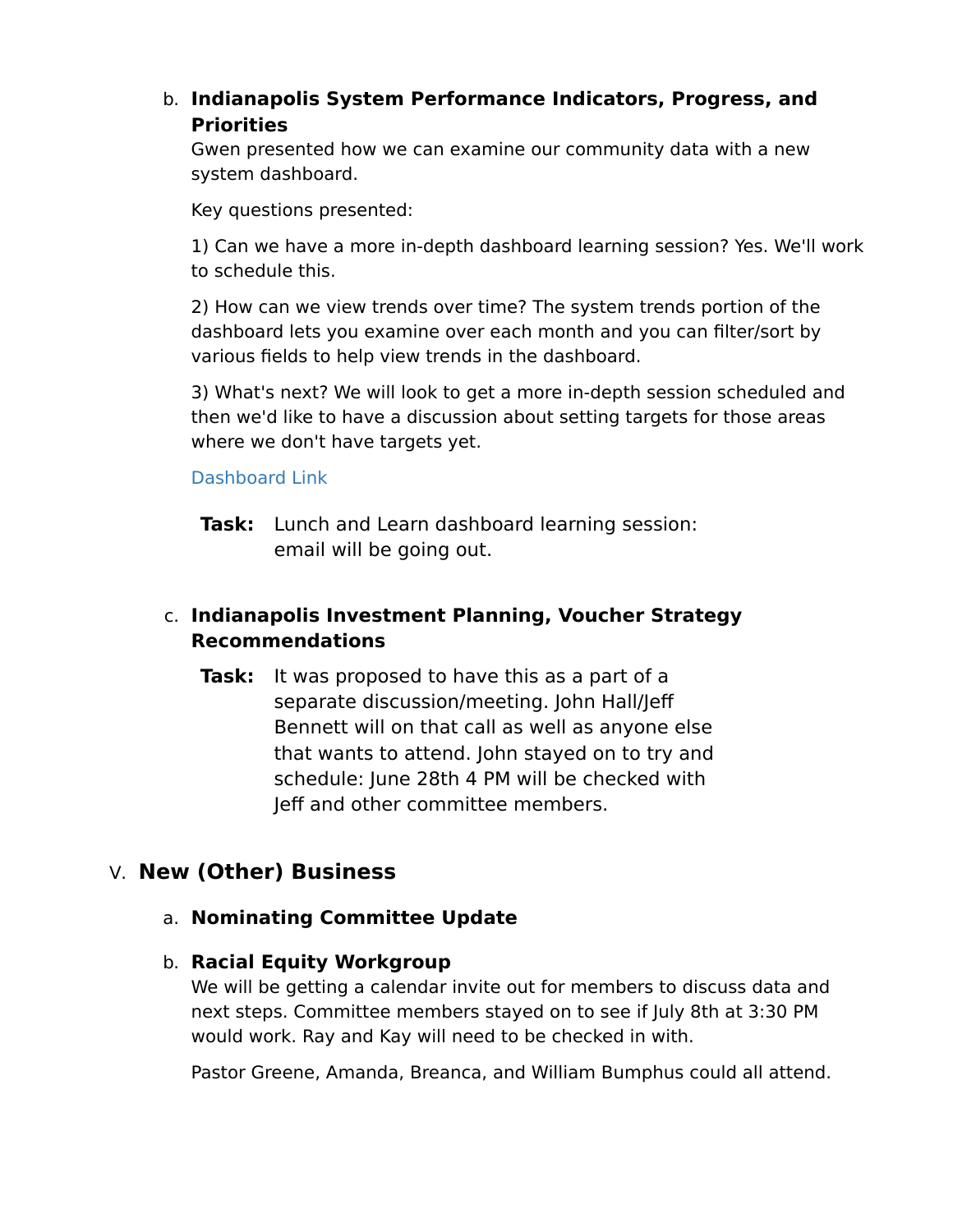b. **Indianapolis System Performance Indicators, Progress, and Priorities**

Gwen presented how we can examine our community data with a new system dashboard.

Key questions presented:

1) Can we have a more in-depth dashboard learning session? Yes. We'll work to schedule this.

2) How can we view trends over time? The system trends portion of the dashboard lets you examine over each month and you can filter/sort by various fields to help view trends in the dashboard.

3) What's next? We will look to get a more in-depth session scheduled and then we'd like to have a discussion about setting targets for those areas where we don't have targets yet.

Dashboard Link

**Task:** Lunch and Learn dashboard learning session: email will be going out.

c. **Indianapolis Investment Planning, Voucher Strategy Recommendations**

**Task:** It was proposed to have this as a part of a separate discussion/meeting. John Hall/Jeff Bennett will on that call as well as anyone else that wants to attend. John stayed on to try and schedule: June 28th 4 PM will be checked with Jeff and other committee members.

## V. New (Other) Business

a. **Nominating Committee Update**

b. **Racial Equity Workgroup**

We will be getting a calendar invite out for members to discuss data and next steps. Committee members stayed on to see if July 8th at 3:30 PM would work. Ray and Kay will need to be checked in with.

Pastor Greene, Amanda, Breanca, and William Bumphus could all attend.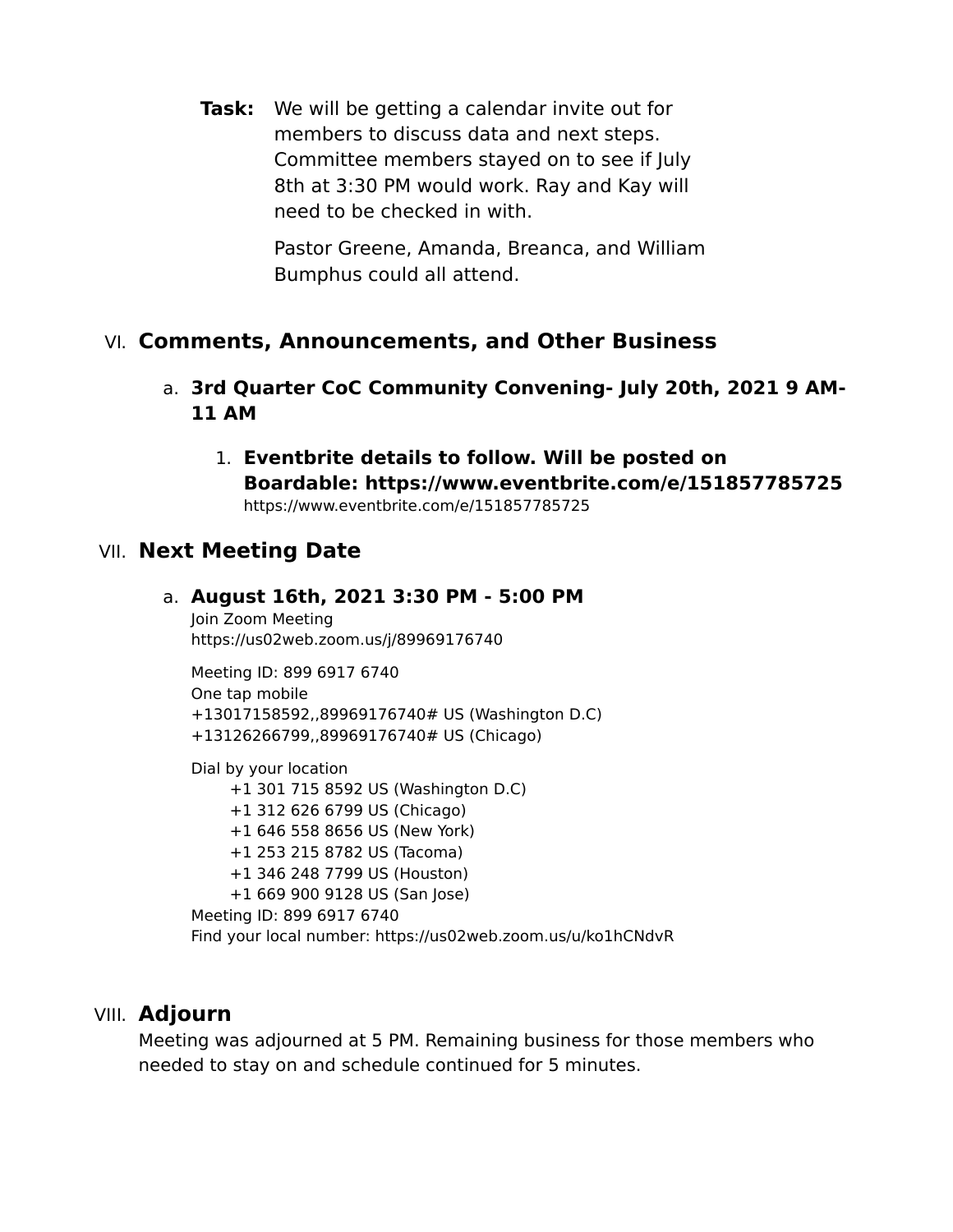**Task:** We will be getting a calendar invite out for members to discuss data and next steps. Committee members stayed on to see if July 8th at 3:30 PM would work. Ray and Kay will need to be checked in with.

Pastor Greene, Amanda, Breanca, and William Bumphus could all attend.

## VI. Comments, Announcements, and Other Business

### a. 3rd Quarter CoC Community Convening- July 20th, 2021 9 AM-11 AM

1. **Eventbrite details to follow. Will be posted on Boardable: https://www.eventbrite.com/e/151857785725**
   https://www.eventbrite.com/e/151857785725

## VII. Next Meeting Date

### a. August 16th, 2021 3:30 PM - 5:00 PM

Join Zoom Meeting
https://us02web.zoom.us/j/89969176740

Meeting ID: 899 6917 6740
One tap mobile
+13017158592,,89969176740# US (Washington D.C)
+13126266799,,89969176740# US (Chicago)

Dial by your location
- +1 301 715 8592 US (Washington D.C)
- +1 312 626 6799 US (Chicago)
- +1 646 558 8656 US (New York)
- +1 253 215 8782 US (Tacoma)
- +1 346 248 7799 US (Houston)
- +1 669 900 9128 US (San Jose)

Meeting ID: 899 6917 6740
Find your local number: https://us02web.zoom.us/u/ko1hCNdvR

## VIII. Adjourn

Meeting was adjourned at 5 PM. Remaining business for those members who needed to stay on and schedule continued for 5 minutes.